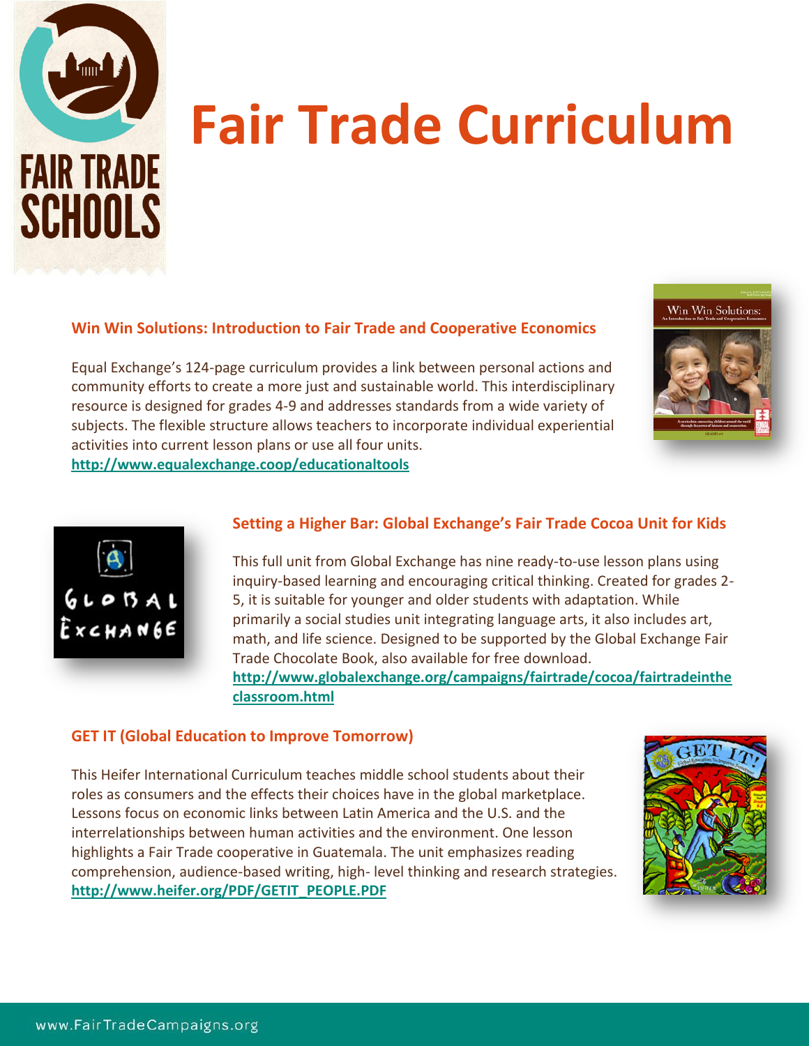# Fair Trade Curriculum

### Win Win Solutions: Introduction to Fair Trade and Cooperative Economics

Equal Exchange's 124-page curriculum provides a link between personal actions and community efforts to create a more just and sustainable world. This interdisciplinary resource is designed for grades 4-9 and addresses standards from a wide variety of subjects. The flexible structure allows teachers to incorporate individual experiential activities into current lesson plans or use all four units.
**http://www.equalexchange.coop/educationaltools**

### Setting a Higher Bar: Global Exchange's Fair Trade Cocoa Unit for Kids

This full unit from Global Exchange has nine ready-to-use lesson plans using inquiry-based learning and encouraging critical thinking. Created for grades 2-5, it is suitable for younger and older students with adaptation. While primarily a social studies unit integrating language arts, it also includes art, math, and life science. Designed to be supported by the Global Exchange Fair Trade Chocolate Book, also available for free download.
**http://www.globalexchange.org/campaigns/fairtrade/cocoa/fairtradeintheclassroom.html**

### GET IT (Global Education to Improve Tomorrow)

This Heifer International Curriculum teaches middle school students about their roles as consumers and the effects their choices have in the global marketplace. Lessons focus on economic links between Latin America and the U.S. and the interrelationships between human activities and the environment. One lesson highlights a Fair Trade cooperative in Guatemala. The unit emphasizes reading comprehension, audience-based writing, high- level thinking and research strategies.
**http://www.heifer.org/PDF/GETIT_PEOPLE.PDF**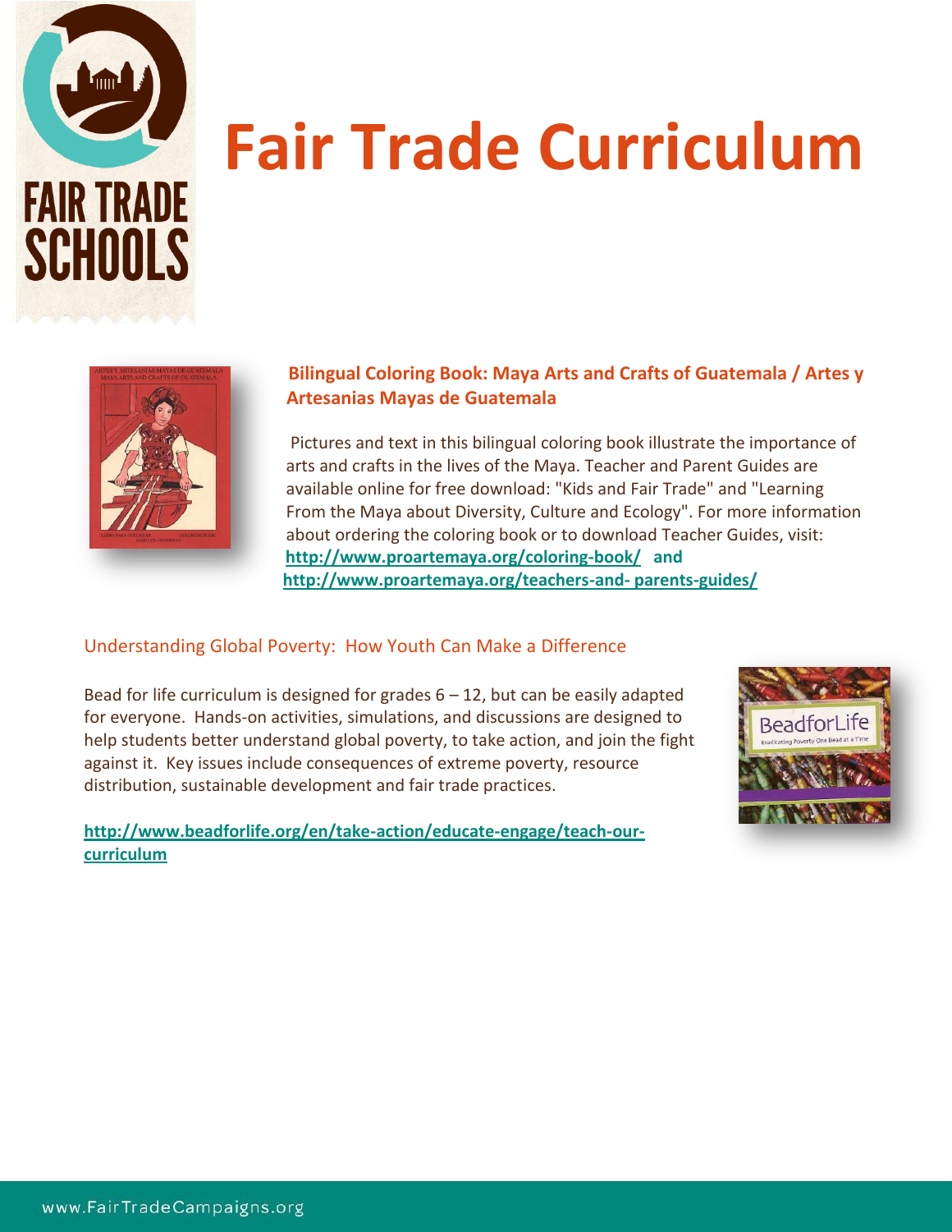# Fair Trade Curriculum

### Bilingual Coloring Book: Maya Arts and Crafts of Guatemala / Artes y Artesanias Mayas de Guatemala

Pictures and text in this bilingual coloring book illustrate the importance of arts and crafts in the lives of the Maya. Teacher and Parent Guides are available online for free download: "Kids and Fair Trade" and "Learning From the Maya about Diversity, Culture and Ecology". For more information about ordering the coloring book or to download Teacher Guides, visit: **http://www.proartemaya.org/coloring-book/ and http://www.proartemaya.org/teachers-and- parents-guides/**

### Understanding Global Poverty: How Youth Can Make a Difference

Bead for life curriculum is designed for grades 6 – 12, but can be easily adapted for everyone. Hands-on activities, simulations, and discussions are designed to help students better understand global poverty, to take action, and join the fight against it. Key issues include consequences of extreme poverty, resource distribution, sustainable development and fair trade practices.

**http://www.beadforlife.org/en/take-action/educate-engage/teach-our-curriculum**